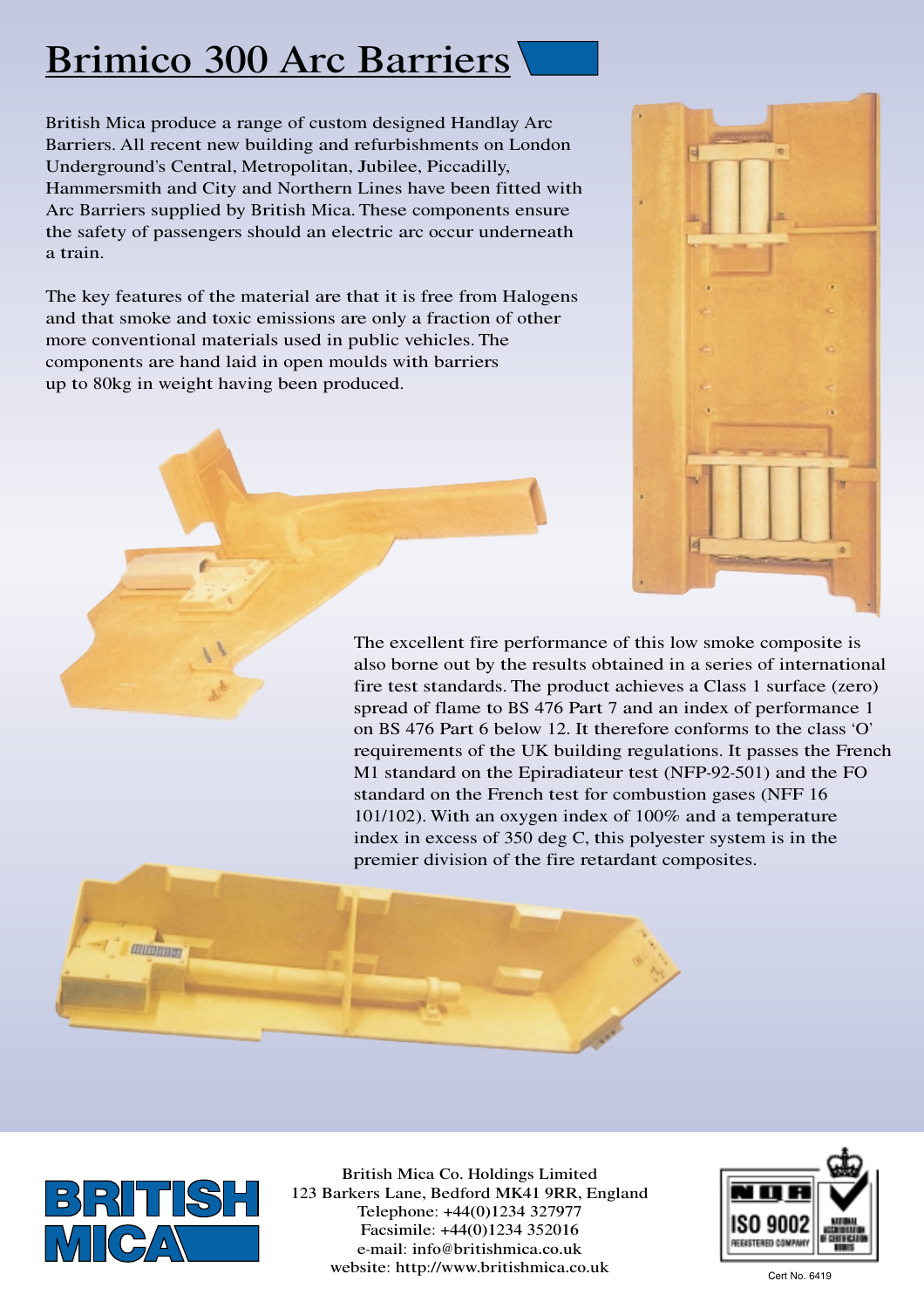# Brimico 300 Arc Barriers

British Mica produce a range of custom designed Handlay Arc Barriers. All recent new building and refurbishments on London Underground's Central, Metropolitan, Jubilee, Piccadilly, Hammersmith and City and Northern Lines have been fitted with Arc Barriers supplied by British Mica. These components ensure the safety of passengers should an electric arc occur underneath a train.

The key features of the material are that it is free from Halogens and that smoke and toxic emissions are only a fraction of other more conventional materials used in public vehicles. The components are hand laid in open moulds with barriers up to 80kg in weight having been produced.

The excellent fire performance of this low smoke composite is also borne out by the results obtained in a series of international fire test standards. The product achieves a Class 1 surface (zero) spread of flame to BS 476 Part 7 and an index of performance 1 on BS 476 Part 6 below 12. It therefore conforms to the class 'O' requirements of the UK building regulations. It passes the French M1 standard on the Epiradiateur test (NFP-92-501) and the FO standard on the French test for combustion gases (NFF 16 101/102). With an oxygen index of 100% and a temperature index in excess of 350 deg C, this polyester system is in the premier division of the fire retardant composites.

BRITISH MICA

British Mica Co. Holdings Limited
123 Barkers Lane, Bedford MK41 9RR, England
Telephone: +44(0)1234 327977
Facsimile: +44(0)1234 352016
e-mail: info@britishmica.co.uk
website: http://www.britishmica.co.uk

NQA ISO 9002 REGISTERED COMPANY

Cert No. 6419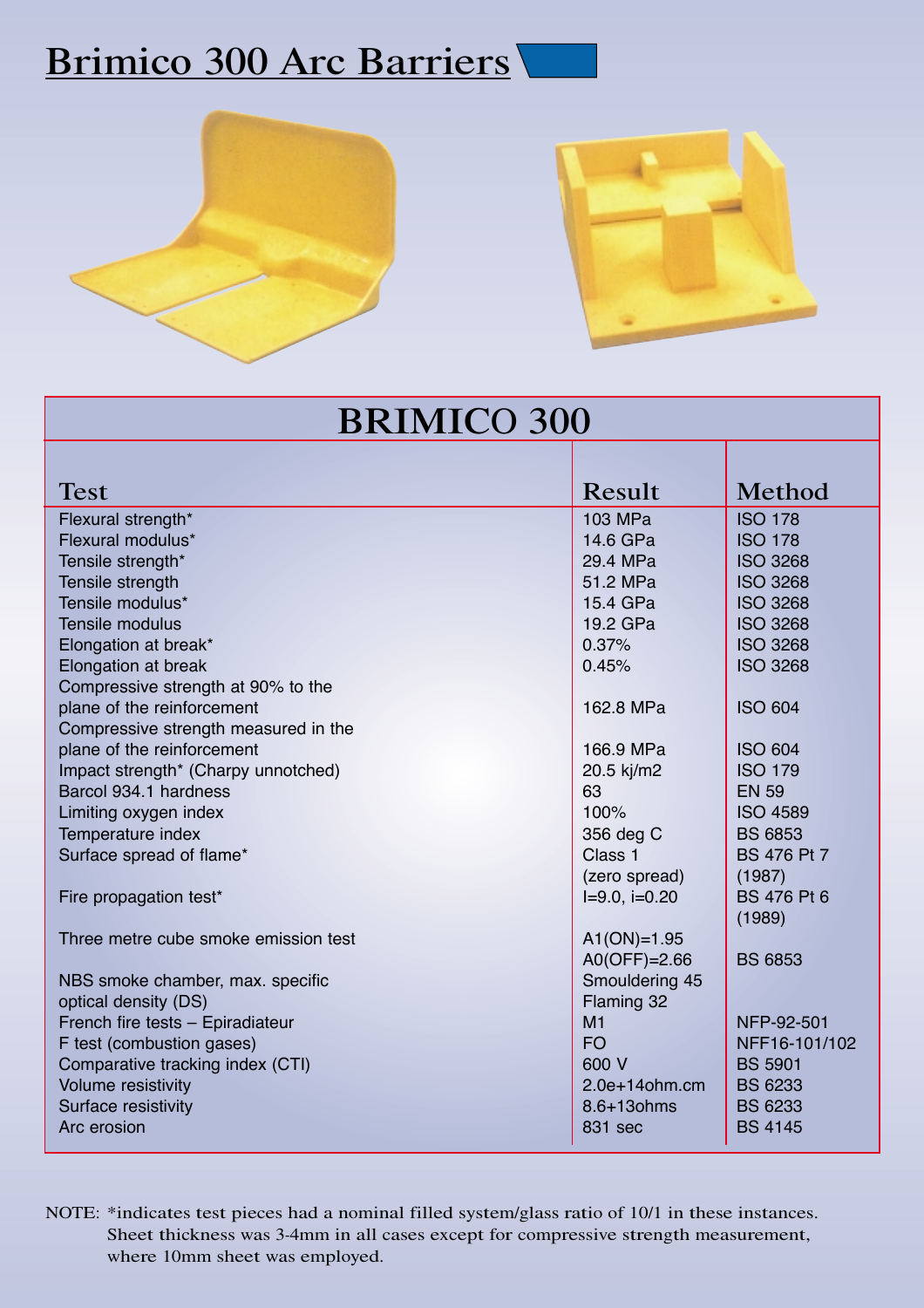# Brimico 300 Arc Barriers

## BRIMICO 300

| Test | Result | Method |
|---|---|---|
| Flexural strength* | 103 MPa | ISO 178 |
| Flexural modulus* | 14.6 GPa | ISO 178 |
| Tensile strength* | 29.4 MPa | ISO 3268 |
| Tensile strength | 51.2 MPa | ISO 3268 |
| Tensile modulus* | 15.4 GPa | ISO 3268 |
| Tensile modulus | 19.2 GPa | ISO 3268 |
| Elongation at break* | 0.37% | ISO 3268 |
| Elongation at break | 0.45% | ISO 3268 |
| Compressive strength at 90% to the plane of the reinforcement | 162.8 MPa | ISO 604 |
| Compressive strength measured in the plane of the reinforcement | 166.9 MPa | ISO 604 |
| Impact strength* (Charpy unnotched) | 20.5 kj/m2 | ISO 179 |
| Barcol 934.1 hardness | 63 | EN 59 |
| Limiting oxygen index | 100% | ISO 4589 |
| Temperature index | 356 deg C | BS 6853 |
| Surface spread of flame* | Class 1 (zero spread) | BS 476 Pt 7 (1987) |
| Fire propagation test* | I=9.0, i=0.20 | BS 476 Pt 6 (1989) |
| Three metre cube smoke emission test | A1(ON)=1.95 A0(OFF)=2.66 | BS 6853 |
| NBS smoke chamber, max. specific optical density (DS) | Smouldering 45 Flaming 32 | |
| French fire tests – Epiradiateur | M1 | NFP-92-501 |
| F test (combustion gases) | FO | NFF16-101/102 |
| Comparative tracking index (CTI) | 600 V | BS 5901 |
| Volume resistivity | 2.0e+14ohm.cm | BS 6233 |
| Surface resistivity | 8.6+13ohms | BS 6233 |
| Arc erosion | 831 sec | BS 4145 |

NOTE: *indicates test pieces had a nominal filled system/glass ratio of 10/1 in these instances. Sheet thickness was 3-4mm in all cases except for compressive strength measurement, where 10mm sheet was employed.